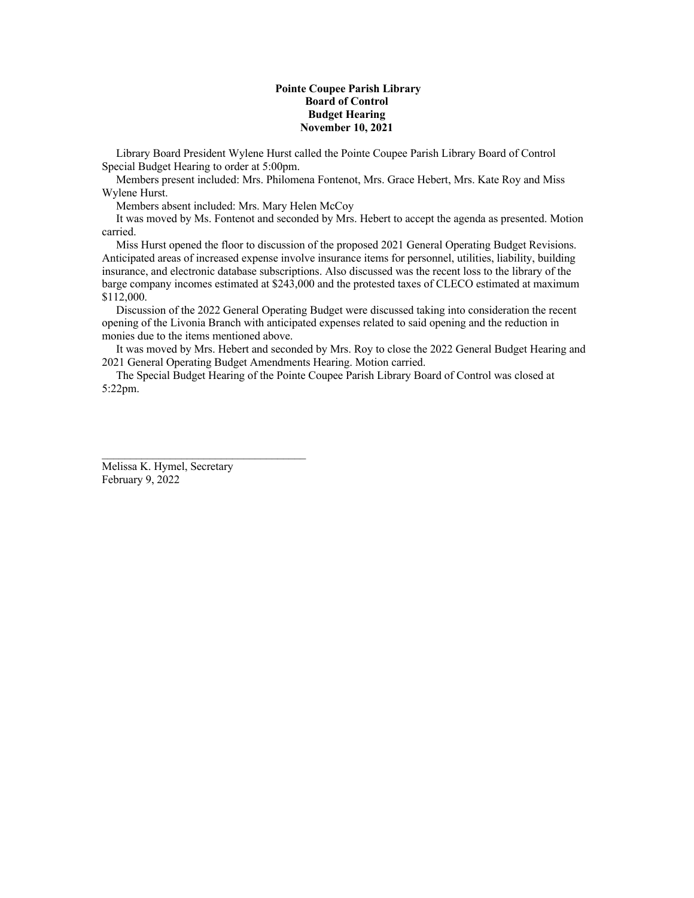**Pointe Coupee Parish Library**
**Board of Control**
**Budget Hearing**
**November 10, 2021**

Library Board President Wylene Hurst called the Pointe Coupee Parish Library Board of Control Special Budget Hearing to order at 5:00pm.

Members present included: Mrs. Philomena Fontenot, Mrs. Grace Hebert, Mrs. Kate Roy and Miss Wylene Hurst.

Members absent included: Mrs. Mary Helen McCoy

It was moved by Ms. Fontenot and seconded by Mrs. Hebert to accept the agenda as presented. Motion carried.

Miss Hurst opened the floor to discussion of the proposed 2021 General Operating Budget Revisions. Anticipated areas of increased expense involve insurance items for personnel, utilities, liability, building insurance, and electronic database subscriptions. Also discussed was the recent loss to the library of the barge company incomes estimated at $243,000 and the protested taxes of CLECO estimated at maximum $112,000.

Discussion of the 2022 General Operating Budget were discussed taking into consideration the recent opening of the Livonia Branch with anticipated expenses related to said opening and the reduction in monies due to the items mentioned above.

It was moved by Mrs. Hebert and seconded by Mrs. Roy to close the 2022 General Budget Hearing and 2021 General Operating Budget Amendments Hearing. Motion carried.

The Special Budget Hearing of the Pointe Coupee Parish Library Board of Control was closed at 5:22pm.

\_\_\_\_\_\_\_\_\_\_\_\_\_\_\_\_\_\_\_\_\_\_\_\_\_\_\_\_\_\_\_\_\_\_\_\_

Melissa K. Hymel, Secretary
February 9, 2022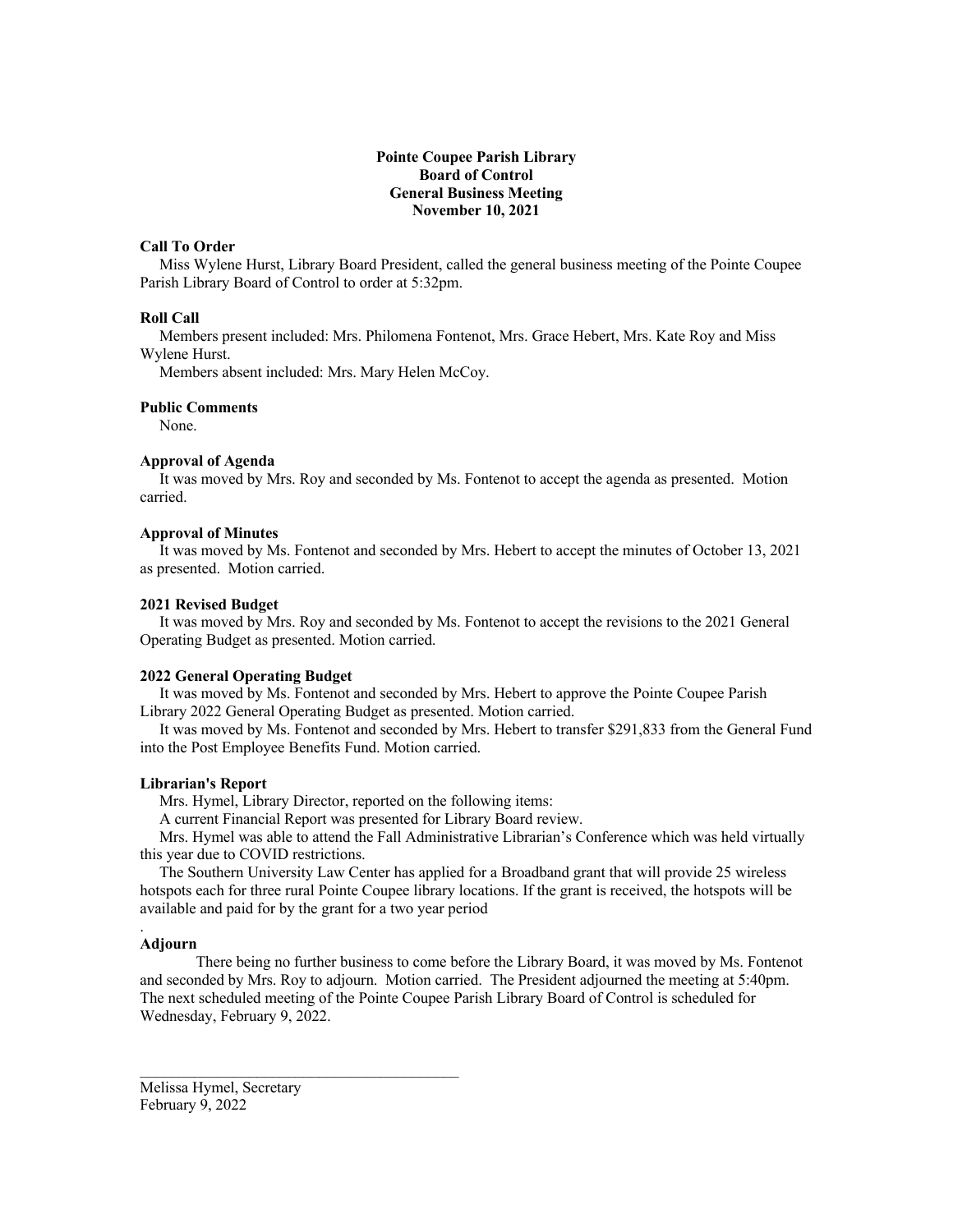**Pointe Coupee Parish Library**
**Board of Control**
**General Business Meeting**
**November 10, 2021**

**Call To Order**

Miss Wylene Hurst, Library Board President, called the general business meeting of the Pointe Coupee Parish Library Board of Control to order at 5:32pm.

**Roll Call**

Members present included: Mrs. Philomena Fontenot, Mrs. Grace Hebert, Mrs. Kate Roy and Miss Wylene Hurst.

Members absent included: Mrs. Mary Helen McCoy.

**Public Comments**

None.

**Approval of Agenda**

It was moved by Mrs. Roy and seconded by Ms. Fontenot to accept the agenda as presented. Motion carried.

**Approval of Minutes**

It was moved by Ms. Fontenot and seconded by Mrs. Hebert to accept the minutes of October 13, 2021 as presented. Motion carried.

**2021 Revised Budget**

It was moved by Mrs. Roy and seconded by Ms. Fontenot to accept the revisions to the 2021 General Operating Budget as presented. Motion carried.

**2022 General Operating Budget**

It was moved by Ms. Fontenot and seconded by Mrs. Hebert to approve the Pointe Coupee Parish Library 2022 General Operating Budget as presented. Motion carried.

It was moved by Ms. Fontenot and seconded by Mrs. Hebert to transfer $291,833 from the General Fund into the Post Employee Benefits Fund. Motion carried.

**Librarian's Report**

Mrs. Hymel, Library Director, reported on the following items:

A current Financial Report was presented for Library Board review.

Mrs. Hymel was able to attend the Fall Administrative Librarian's Conference which was held virtually this year due to COVID restrictions.

The Southern University Law Center has applied for a Broadband grant that will provide 25 wireless hotspots each for three rural Pointe Coupee library locations. If the grant is received, the hotspots will be available and paid for by the grant for a two year period

.

**Adjourn**

There being no further business to come before the Library Board, it was moved by Ms. Fontenot and seconded by Mrs. Roy to adjourn. Motion carried. The President adjourned the meeting at 5:40pm. The next scheduled meeting of the Pointe Coupee Parish Library Board of Control is scheduled for Wednesday, February 9, 2022.

\_\_\_\_\_\_\_\_\_\_\_\_\_\_\_\_\_\_\_\_\_\_\_\_\_\_\_\_\_\_\_\_\_\_\_\_\_\_\_\_\_\_

Melissa Hymel, Secretary
February 9, 2022